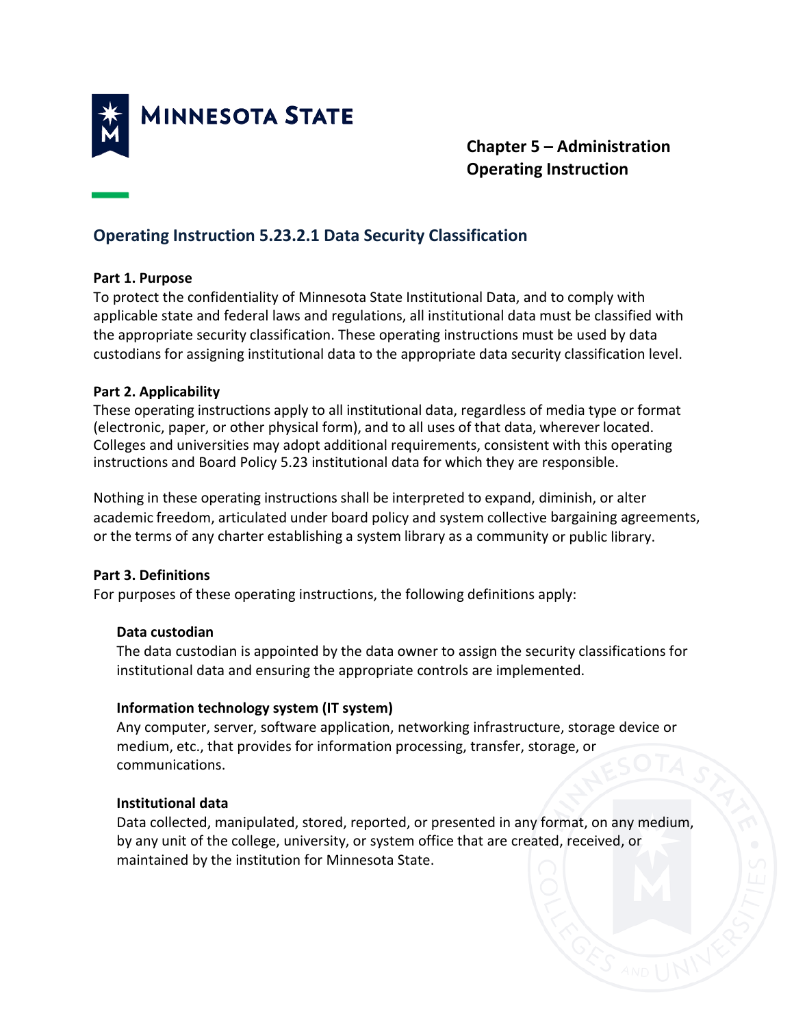**MINNESOTA STATE**

**Chapter 5 – Administration**
**Operating Instruction**

# Operating Instruction 5.23.2.1 Data Security Classification

## Part 1. Purpose

To protect the confidentiality of Minnesota State Institutional Data, and to comply with applicable state and federal laws and regulations, all institutional data must be classified with the appropriate security classification. These operating instructions must be used by data custodians for assigning institutional data to the appropriate data security classification level.

## Part 2. Applicability

These operating instructions apply to all institutional data, regardless of media type or format (electronic, paper, or other physical form), and to all uses of that data, wherever located. Colleges and universities may adopt additional requirements, consistent with this operating instructions and Board Policy 5.23 institutional data for which they are responsible.

Nothing in these operating instructions shall be interpreted to expand, diminish, or alter academic freedom, articulated under board policy and system collective bargaining agreements, or the terms of any charter establishing a system library as a community or public library.

## Part 3. Definitions

For purposes of these operating instructions, the following definitions apply:

### Data custodian

The data custodian is appointed by the data owner to assign the security classifications for institutional data and ensuring the appropriate controls are implemented.

### Information technology system (IT system)

Any computer, server, software application, networking infrastructure, storage device or medium, etc., that provides for information processing, transfer, storage, or communications.

### Institutional data

Data collected, manipulated, stored, reported, or presented in any format, on any medium, by any unit of the college, university, or system office that are created, received, or maintained by the institution for Minnesota State.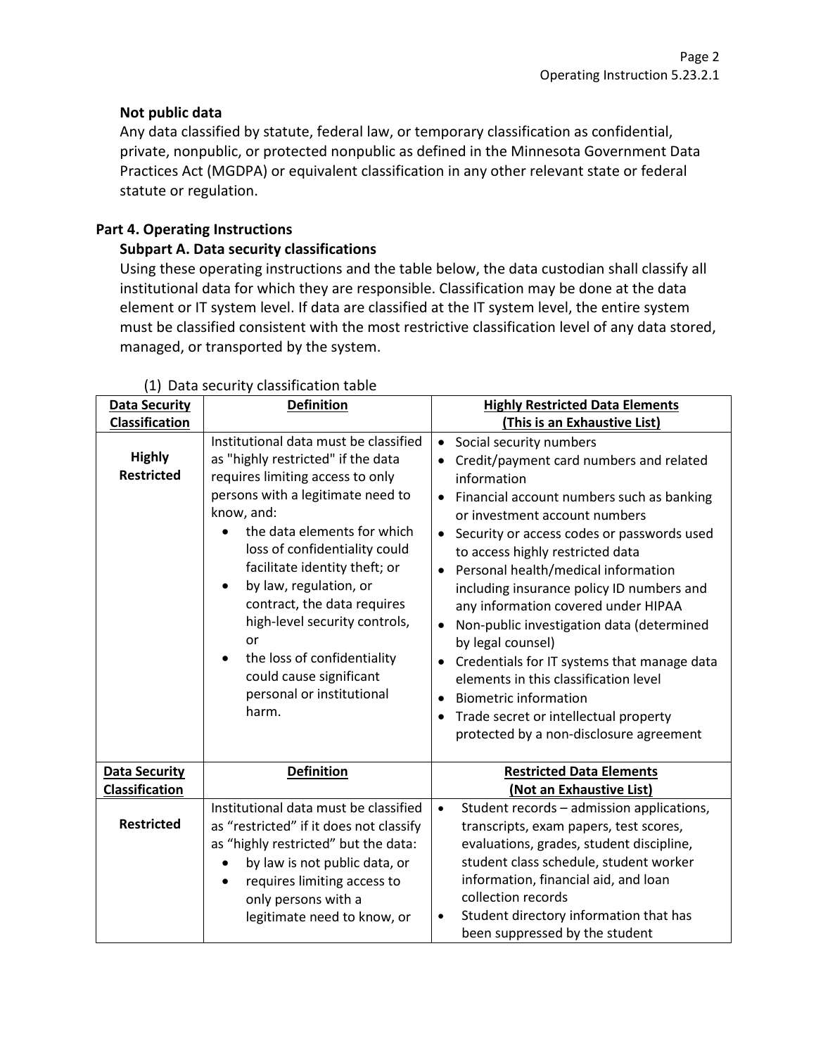**Not public data**

Any data classified by statute, federal law, or temporary classification as confidential, private, nonpublic, or protected nonpublic as defined in the Minnesota Government Data Practices Act (MGDPA) or equivalent classification in any other relevant state or federal statute or regulation.

## Part 4. Operating Instructions

### Subpart A. Data security classifications

Using these operating instructions and the table below, the data custodian shall classify all institutional data for which they are responsible. Classification may be done at the data element or IT system level. If data are classified at the IT system level, the entire system must be classified consistent with the most restrictive classification level of any data stored, managed, or transported by the system.

(1) Data security classification table

| Data Security Classification | Definition | Highly Restricted Data Elements (This is an Exhaustive List) |
|---|---|---|
| **Highly Restricted** | Institutional data must be classified as "highly restricted" if the data requires limiting access to only persons with a legitimate need to know, and:<br>• the data elements for which loss of confidentiality could facilitate identity theft; or<br>• by law, regulation, or contract, the data requires high-level security controls, or<br>• the loss of confidentiality could cause significant personal or institutional harm. | • Social security numbers<br>• Credit/payment card numbers and related information<br>• Financial account numbers such as banking or investment account numbers<br>• Security or access codes or passwords used to access highly restricted data<br>• Personal health/medical information including insurance policy ID numbers and any information covered under HIPAA<br>• Non-public investigation data (determined by legal counsel)<br>• Credentials for IT systems that manage data elements in this classification level<br>• Biometric information<br>• Trade secret or intellectual property protected by a non-disclosure agreement |
| **Data Security Classification** | **Definition** | **Restricted Data Elements (Not an Exhaustive List)** |
| **Restricted** | Institutional data must be classified as "restricted" if it does not classify as "highly restricted" but the data:<br>• by law is not public data, or<br>• requires limiting access to only persons with a legitimate need to know, or | • Student records – admission applications, transcripts, exam papers, test scores, evaluations, grades, student discipline, student class schedule, student worker information, financial aid, and loan collection records<br>• Student directory information that has been suppressed by the student |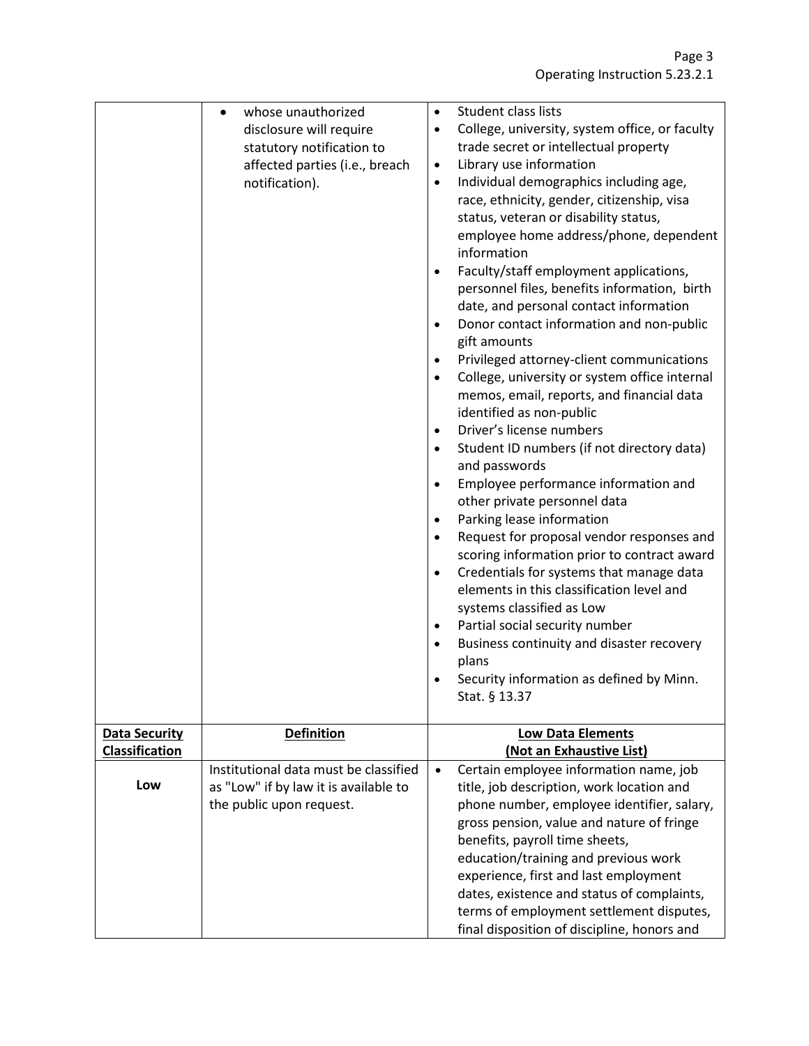| | | |
|---|---|---|
| | • whose unauthorized disclosure will require statutory notification to affected parties (i.e., breach notification). | • Student class lists<br>• College, university, system office, or faculty trade secret or intellectual property<br>• Library use information<br>• Individual demographics including age, race, ethnicity, gender, citizenship, visa status, veteran or disability status, employee home address/phone, dependent information<br>• Faculty/staff employment applications, personnel files, benefits information, birth date, and personal contact information<br>• Donor contact information and non-public gift amounts<br>• Privileged attorney-client communications<br>• College, university or system office internal memos, email, reports, and financial data identified as non-public<br>• Driver's license numbers<br>• Student ID numbers (if not directory data) and passwords<br>• Employee performance information and other private personnel data<br>• Parking lease information<br>• Request for proposal vendor responses and scoring information prior to contract award<br>• Credentials for systems that manage data elements in this classification level and systems classified as Low<br>• Partial social security number<br>• Business continuity and disaster recovery plans<br>• Security information as defined by Minn. Stat. § 13.37 |
| **Data Security Classification** | **Definition** | **Low Data Elements (Not an Exhaustive List)** |
| **Low** | Institutional data must be classified as "Low" if by law it is available to the public upon request. | • Certain employee information name, job title, job description, work location and phone number, employee identifier, salary, gross pension, value and nature of fringe benefits, payroll time sheets, education/training and previous work experience, first and last employment dates, existence and status of complaints, terms of employment settlement disputes, final disposition of discipline, honors and |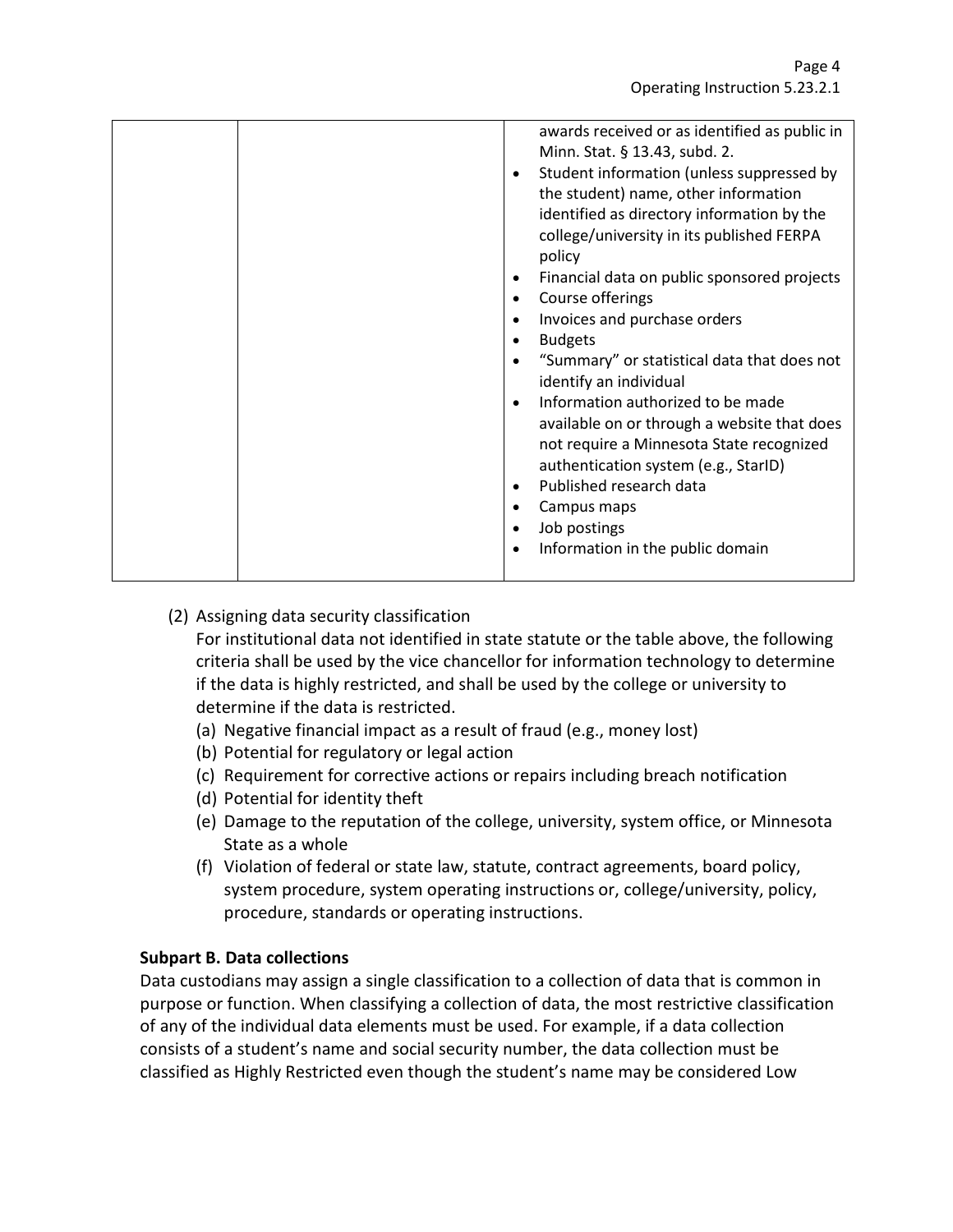| | | |
|---|---|---|
| | | awards received or as identified as public in Minn. Stat. § 13.43, subd. 2.<br>• Student information (unless suppressed by the student) name, other information identified as directory information by the college/university in its published FERPA policy<br>• Financial data on public sponsored projects<br>• Course offerings<br>• Invoices and purchase orders<br>• Budgets<br>• "Summary" or statistical data that does not identify an individual<br>• Information authorized to be made available on or through a website that does not require a Minnesota State recognized authentication system (e.g., StarID)<br>• Published research data<br>• Campus maps<br>• Job postings<br>• Information in the public domain |

(2) Assigning data security classification

For institutional data not identified in state statute or the table above, the following criteria shall be used by the vice chancellor for information technology to determine if the data is highly restricted, and shall be used by the college or university to determine if the data is restricted.

(a) Negative financial impact as a result of fraud (e.g., money lost)
(b) Potential for regulatory or legal action
(c) Requirement for corrective actions or repairs including breach notification
(d) Potential for identity theft
(e) Damage to the reputation of the college, university, system office, or Minnesota State as a whole
(f) Violation of federal or state law, statute, contract agreements, board policy, system procedure, system operating instructions or, college/university, policy, procedure, standards or operating instructions.

**Subpart B. Data collections**

Data custodians may assign a single classification to a collection of data that is common in purpose or function. When classifying a collection of data, the most restrictive classification of any of the individual data elements must be used. For example, if a data collection consists of a student's name and social security number, the data collection must be classified as Highly Restricted even though the student's name may be considered Low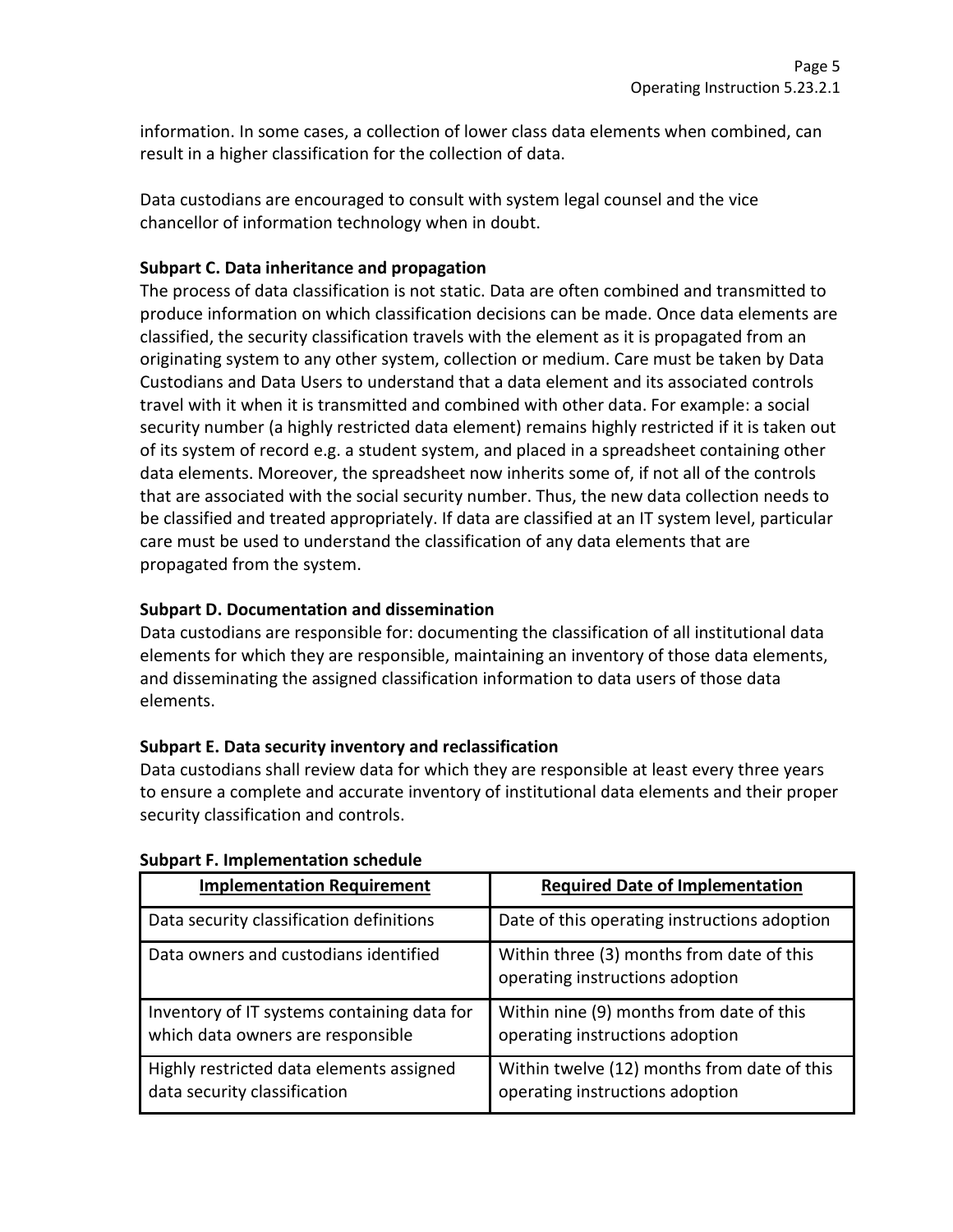information. In some cases, a collection of lower class data elements when combined, can result in a higher classification for the collection of data.

Data custodians are encouraged to consult with system legal counsel and the vice chancellor of information technology when in doubt.

**Subpart C. Data inheritance and propagation**

The process of data classification is not static. Data are often combined and transmitted to produce information on which classification decisions can be made. Once data elements are classified, the security classification travels with the element as it is propagated from an originating system to any other system, collection or medium. Care must be taken by Data Custodians and Data Users to understand that a data element and its associated controls travel with it when it is transmitted and combined with other data. For example: a social security number (a highly restricted data element) remains highly restricted if it is taken out of its system of record e.g. a student system, and placed in a spreadsheet containing other data elements. Moreover, the spreadsheet now inherits some of, if not all of the controls that are associated with the social security number. Thus, the new data collection needs to be classified and treated appropriately. If data are classified at an IT system level, particular care must be used to understand the classification of any data elements that are propagated from the system.

**Subpart D. Documentation and dissemination**

Data custodians are responsible for: documenting the classification of all institutional data elements for which they are responsible, maintaining an inventory of those data elements, and disseminating the assigned classification information to data users of those data elements.

**Subpart E. Data security inventory and reclassification**

Data custodians shall review data for which they are responsible at least every three years to ensure a complete and accurate inventory of institutional data elements and their proper security classification and controls.

**Subpart F. Implementation schedule**

| Implementation Requirement | Required Date of Implementation |
| --- | --- |
| Data security classification definitions | Date of this operating instructions adoption |
| Data owners and custodians identified | Within three (3) months from date of this operating instructions adoption |
| Inventory of IT systems containing data for which data owners are responsible | Within nine (9) months from date of this operating instructions adoption |
| Highly restricted data elements assigned data security classification | Within twelve (12) months from date of this operating instructions adoption |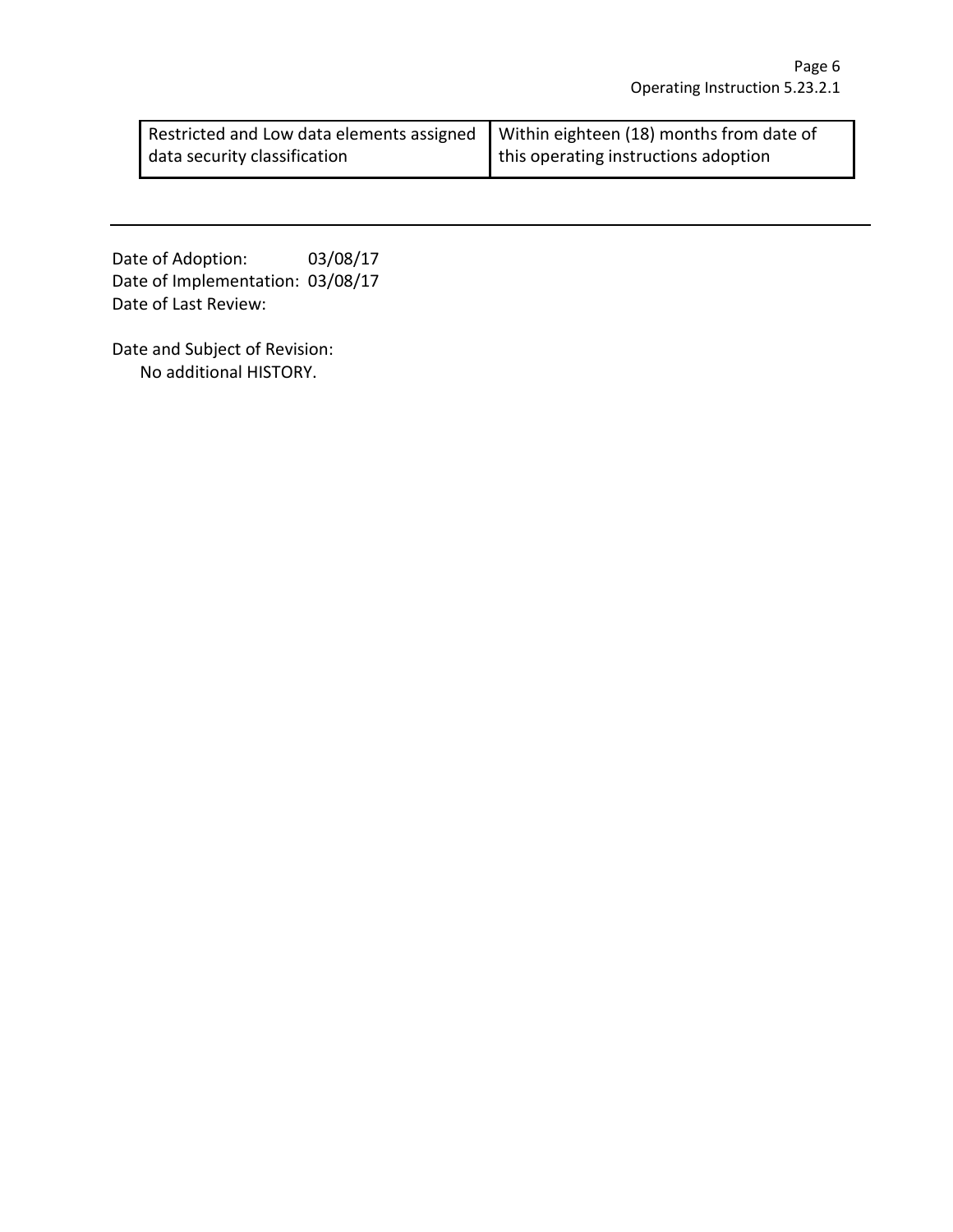| | |
|---|---|
| Restricted and Low data elements assigned data security classification | Within eighteen (18) months from date of this operating instructions adoption |

---

Date of Adoption: 03/08/17
Date of Implementation: 03/08/17
Date of Last Review:

Date and Subject of Revision:
No additional HISTORY.